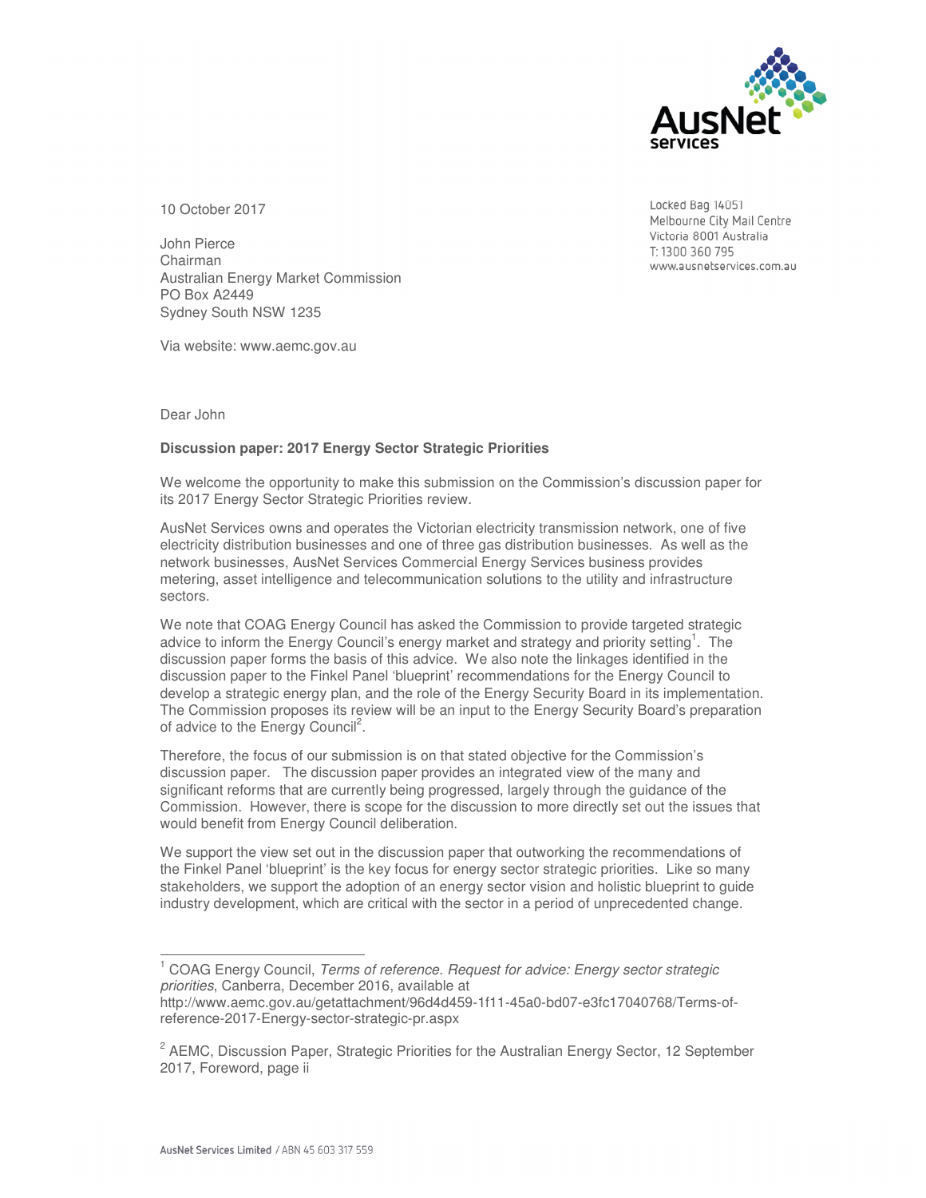AusNet services

Locked Bag 14051
Melbourne City Mail Centre
Victoria 8001 Australia
T: 1300 360 795
www.ausnetservices.com.au

10 October 2017

John Pierce
Chairman
Australian Energy Market Commission
PO Box A2449
Sydney South NSW 1235

Via website: www.aemc.gov.au

Dear John

**Discussion paper: 2017 Energy Sector Strategic Priorities**

We welcome the opportunity to make this submission on the Commission's discussion paper for its 2017 Energy Sector Strategic Priorities review.

AusNet Services owns and operates the Victorian electricity transmission network, one of five electricity distribution businesses and one of three gas distribution businesses. As well as the network businesses, AusNet Services Commercial Energy Services business provides metering, asset intelligence and telecommunication solutions to the utility and infrastructure sectors.

We note that COAG Energy Council has asked the Commission to provide targeted strategic advice to inform the Energy Council's energy market and strategy and priority setting[1]. The discussion paper forms the basis of this advice. We also note the linkages identified in the discussion paper to the Finkel Panel 'blueprint' recommendations for the Energy Council to develop a strategic energy plan, and the role of the Energy Security Board in its implementation. The Commission proposes its review will be an input to the Energy Security Board's preparation of advice to the Energy Council[2].

Therefore, the focus of our submission is on that stated objective for the Commission's discussion paper. The discussion paper provides an integrated view of the many and significant reforms that are currently being progressed, largely through the guidance of the Commission. However, there is scope for the discussion to more directly set out the issues that would benefit from Energy Council deliberation.

We support the view set out in the discussion paper that outworking the recommendations of the Finkel Panel 'blueprint' is the key focus for energy sector strategic priorities. Like so many stakeholders, we support the adoption of an energy sector vision and holistic blueprint to guide industry development, which are critical with the sector in a period of unprecedented change.

---

[1] COAG Energy Council, *Terms of reference. Request for advice: Energy sector strategic priorities*, Canberra, December 2016, available at http://www.aemc.gov.au/getattachment/96d4d459-1f11-45a0-bd07-e3fc17040768/Terms-of-reference-2017-Energy-sector-strategic-pr.aspx

[2] AEMC, Discussion Paper, Strategic Priorities for the Australian Energy Sector, 12 September 2017, Foreword, page ii

AusNet Services Limited / ABN 45 603 317 559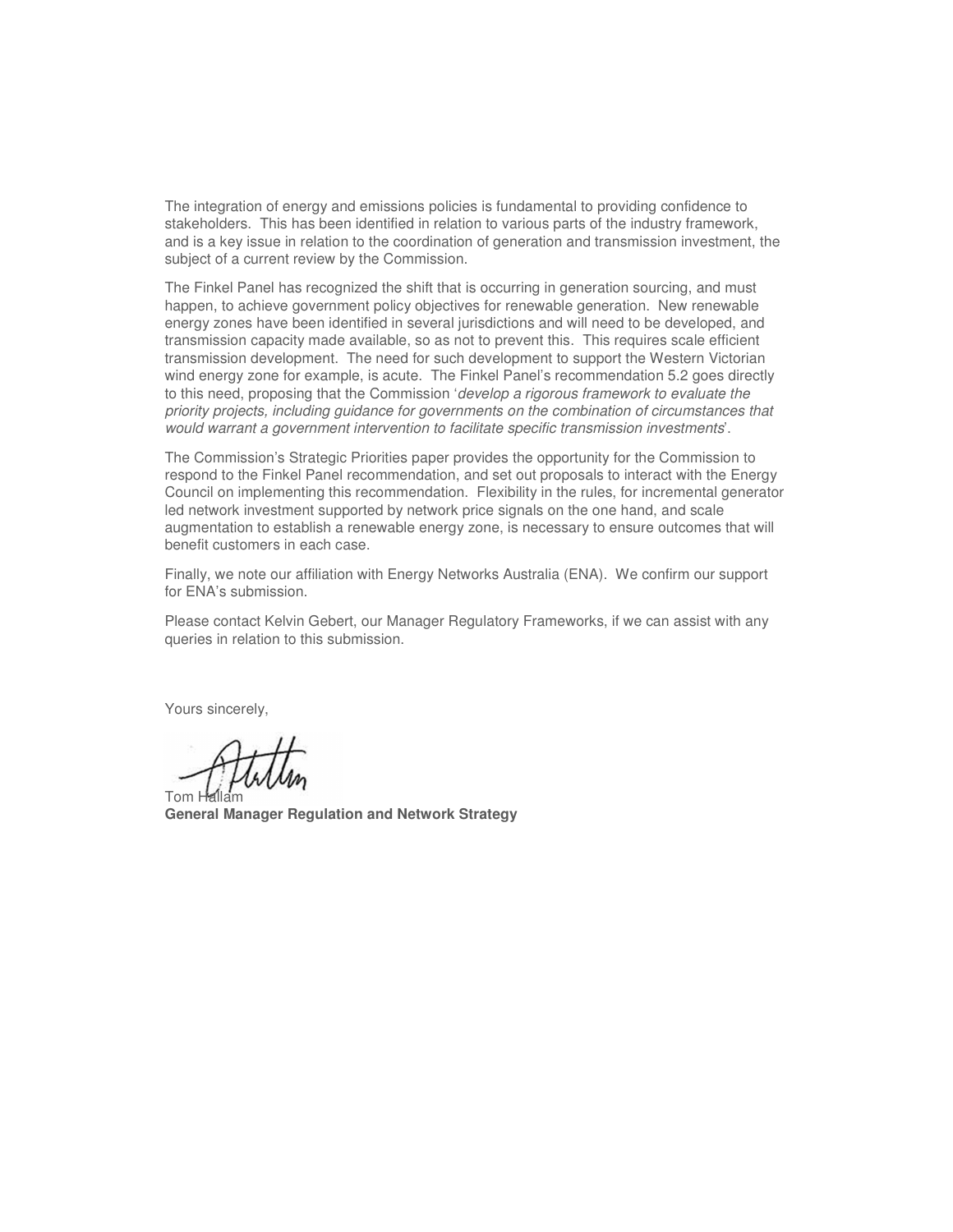The integration of energy and emissions policies is fundamental to providing confidence to stakeholders. This has been identified in relation to various parts of the industry framework, and is a key issue in relation to the coordination of generation and transmission investment, the subject of a current review by the Commission.

The Finkel Panel has recognized the shift that is occurring in generation sourcing, and must happen, to achieve government policy objectives for renewable generation. New renewable energy zones have been identified in several jurisdictions and will need to be developed, and transmission capacity made available, so as not to prevent this. This requires scale efficient transmission development. The need for such development to support the Western Victorian wind energy zone for example, is acute. The Finkel Panel's recommendation 5.2 goes directly to this need, proposing that the Commission '*develop a rigorous framework to evaluate the priority projects, including guidance for governments on the combination of circumstances that would warrant a government intervention to facilitate specific transmission investments*'.

The Commission's Strategic Priorities paper provides the opportunity for the Commission to respond to the Finkel Panel recommendation, and set out proposals to interact with the Energy Council on implementing this recommendation. Flexibility in the rules, for incremental generator led network investment supported by network price signals on the one hand, and scale augmentation to establish a renewable energy zone, is necessary to ensure outcomes that will benefit customers in each case.

Finally, we note our affiliation with Energy Networks Australia (ENA). We confirm our support for ENA's submission.

Please contact Kelvin Gebert, our Manager Regulatory Frameworks, if we can assist with any queries in relation to this submission.

Yours sincerely,

Tom Hallam
**General Manager Regulation and Network Strategy**